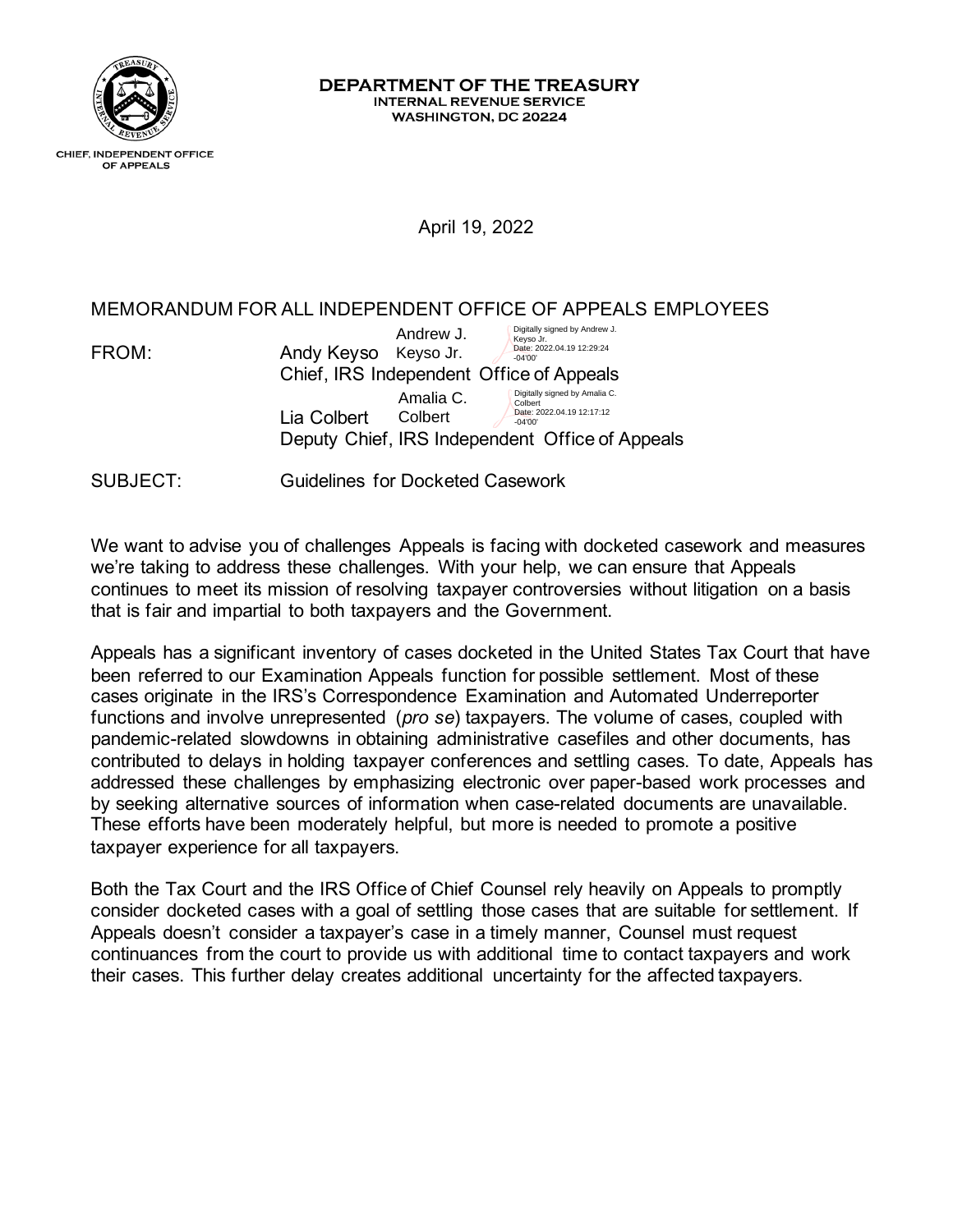**DEPARTMENT OF THE TREASURY**
**INTERNAL REVENUE SERVICE**
**WASHINGTON, DC 20224**

CHIEF, INDEPENDENT OFFICE OF APPEALS

April 19, 2022

MEMORANDUM FOR ALL INDEPENDENT OFFICE OF APPEALS EMPLOYEES

FROM: Andy Keyso
Chief, IRS Independent Office of Appeals

Andrew J. Keyso Jr. — Digitally signed by Andrew J. Keyso Jr. Date: 2022.04.19 12:29:24 -04'00'

Lia Colbert
Deputy Chief, IRS Independent Office of Appeals

Amalia C. Colbert — Digitally signed by Amalia C. Colbert Date: 2022.04.19 12:17:12 -04'00'

SUBJECT: Guidelines for Docketed Casework

We want to advise you of challenges Appeals is facing with docketed casework and measures we're taking to address these challenges. With your help, we can ensure that Appeals continues to meet its mission of resolving taxpayer controversies without litigation on a basis that is fair and impartial to both taxpayers and the Government.

Appeals has a significant inventory of cases docketed in the United States Tax Court that have been referred to our Examination Appeals function for possible settlement. Most of these cases originate in the IRS's Correspondence Examination and Automated Underreporter functions and involve unrepresented (*pro se*) taxpayers. The volume of cases, coupled with pandemic-related slowdowns in obtaining administrative casefiles and other documents, has contributed to delays in holding taxpayer conferences and settling cases. To date, Appeals has addressed these challenges by emphasizing electronic over paper-based work processes and by seeking alternative sources of information when case-related documents are unavailable. These efforts have been moderately helpful, but more is needed to promote a positive taxpayer experience for all taxpayers.

Both the Tax Court and the IRS Office of Chief Counsel rely heavily on Appeals to promptly consider docketed cases with a goal of settling those cases that are suitable for settlement. If Appeals doesn't consider a taxpayer's case in a timely manner, Counsel must request continuances from the court to provide us with additional time to contact taxpayers and work their cases. This further delay creates additional uncertainty for the affected taxpayers.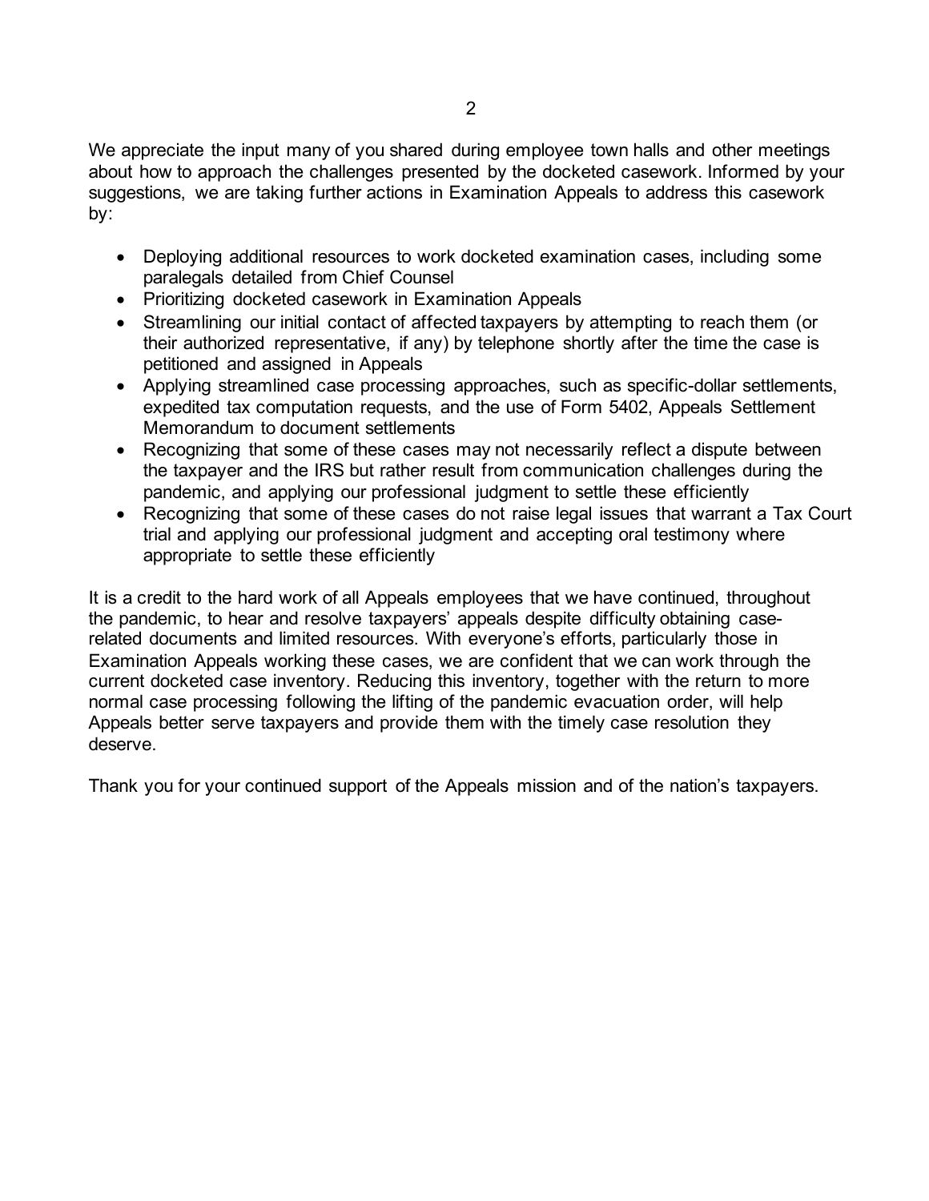We appreciate the input many of you shared during employee town halls and other meetings about how to approach the challenges presented by the docketed casework. Informed by your suggestions, we are taking further actions in Examination Appeals to address this casework by:

- Deploying additional resources to work docketed examination cases, including some paralegals detailed from Chief Counsel
- Prioritizing docketed casework in Examination Appeals
- Streamlining our initial contact of affected taxpayers by attempting to reach them (or their authorized representative, if any) by telephone shortly after the time the case is petitioned and assigned in Appeals
- Applying streamlined case processing approaches, such as specific-dollar settlements, expedited tax computation requests, and the use of Form 5402, Appeals Settlement Memorandum to document settlements
- Recognizing that some of these cases may not necessarily reflect a dispute between the taxpayer and the IRS but rather result from communication challenges during the pandemic, and applying our professional judgment to settle these efficiently
- Recognizing that some of these cases do not raise legal issues that warrant a Tax Court trial and applying our professional judgment and accepting oral testimony where appropriate to settle these efficiently

It is a credit to the hard work of all Appeals employees that we have continued, throughout the pandemic, to hear and resolve taxpayers' appeals despite difficulty obtaining case-related documents and limited resources. With everyone's efforts, particularly those in Examination Appeals working these cases, we are confident that we can work through the current docketed case inventory. Reducing this inventory, together with the return to more normal case processing following the lifting of the pandemic evacuation order, will help Appeals better serve taxpayers and provide them with the timely case resolution they deserve.

Thank you for your continued support of the Appeals mission and of the nation's taxpayers.